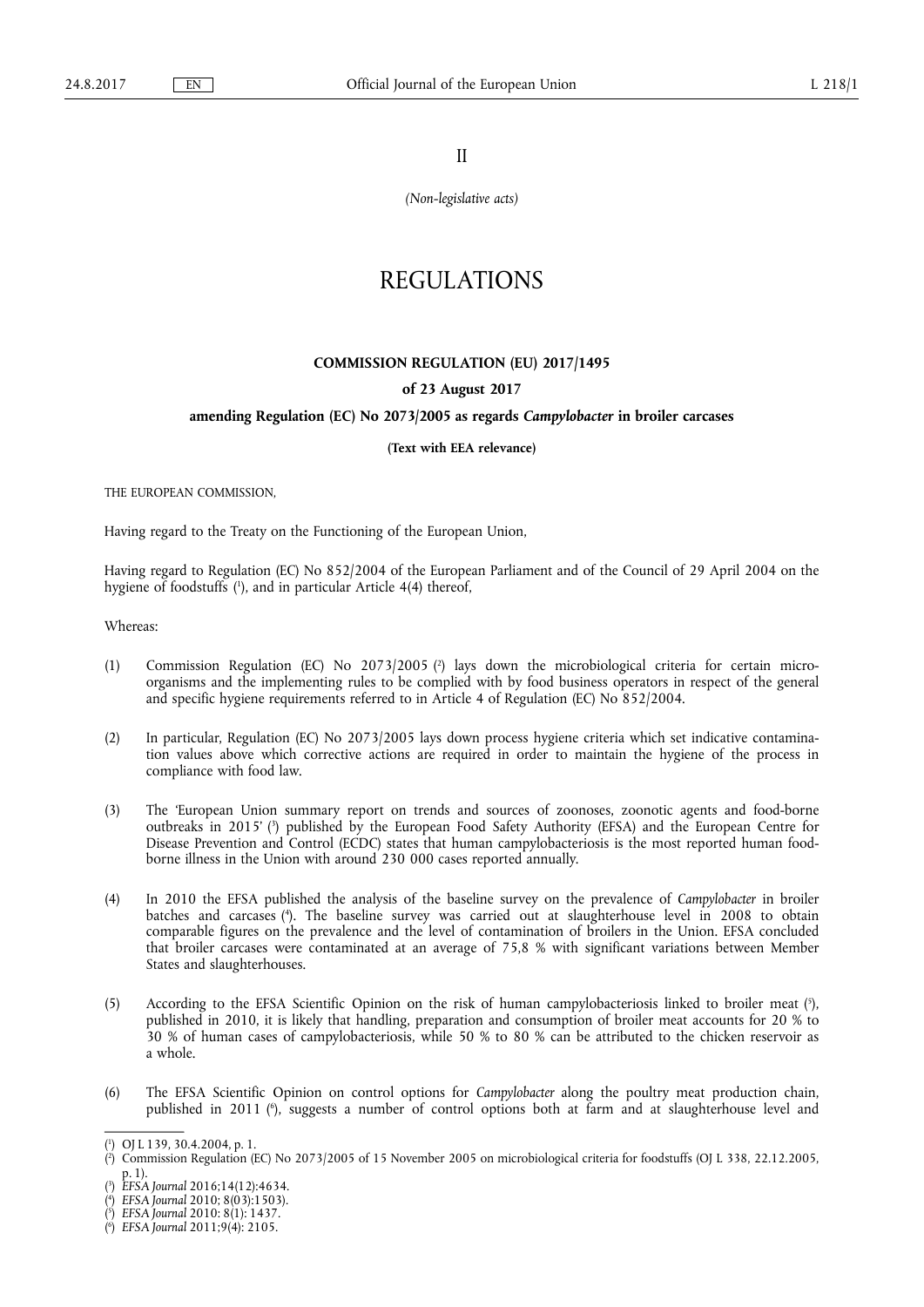II

*(Non-legislative acts)*

# REGULATIONS

## COMMISSION REGULATION (EU) 2017/1495

### of 23 August 2017

### amending Regulation (EC) No 2073/2005 as regards *Campylobacter* in broiler carcases

**(Text with EEA relevance)**

THE EUROPEAN COMMISSION,

Having regard to the Treaty on the Functioning of the European Union,

Having regard to Regulation (EC) No 852/2004 of the European Parliament and of the Council of 29 April 2004 on the hygiene of foodstuffs [1], and in particular Article 4(4) thereof,

Whereas:

(1) Commission Regulation (EC) No 2073/2005 [2] lays down the microbiological criteria for certain micro-organisms and the implementing rules to be complied with by food business operators in respect of the general and specific hygiene requirements referred to in Article 4 of Regulation (EC) No 852/2004.

(2) In particular, Regulation (EC) No 2073/2005 lays down process hygiene criteria which set indicative contamination values above which corrective actions are required in order to maintain the hygiene of the process in compliance with food law.

(3) The 'European Union summary report on trends and sources of zoonoses, zoonotic agents and food-borne outbreaks in 2015' [3] published by the European Food Safety Authority (EFSA) and the European Centre for Disease Prevention and Control (ECDC) states that human campylobacteriosis is the most reported human food-borne illness in the Union with around 230 000 cases reported annually.

(4) In 2010 the EFSA published the analysis of the baseline survey on the prevalence of *Campylobacter* in broiler batches and carcases [4]. The baseline survey was carried out at slaughterhouse level in 2008 to obtain comparable figures on the prevalence and the level of contamination of broilers in the Union. EFSA concluded that broiler carcases were contaminated at an average of 75,8 % with significant variations between Member States and slaughterhouses.

(5) According to the EFSA Scientific Opinion on the risk of human campylobacteriosis linked to broiler meat [5], published in 2010, it is likely that handling, preparation and consumption of broiler meat accounts for 20 % to 30 % of human cases of campylobacteriosis, while 50 % to 80 % can be attributed to the chicken reservoir as a whole.

(6) The EFSA Scientific Opinion on control options for *Campylobacter* along the poultry meat production chain, published in 2011 [6], suggests a number of control options both at farm and at slaughterhouse level and

---

[1] OJ L 139, 30.4.2004, p. 1.

[2] Commission Regulation (EC) No 2073/2005 of 15 November 2005 on microbiological criteria for foodstuffs (OJ L 338, 22.12.2005, p. 1).

[3] *EFSA Journal* 2016;14(12):4634.

[4] *EFSA Journal* 2010; 8(03):1503).

[5] *EFSA Journal* 2010: 8(1): 1437.

[6] *EFSA Journal* 2011;9(4): 2105.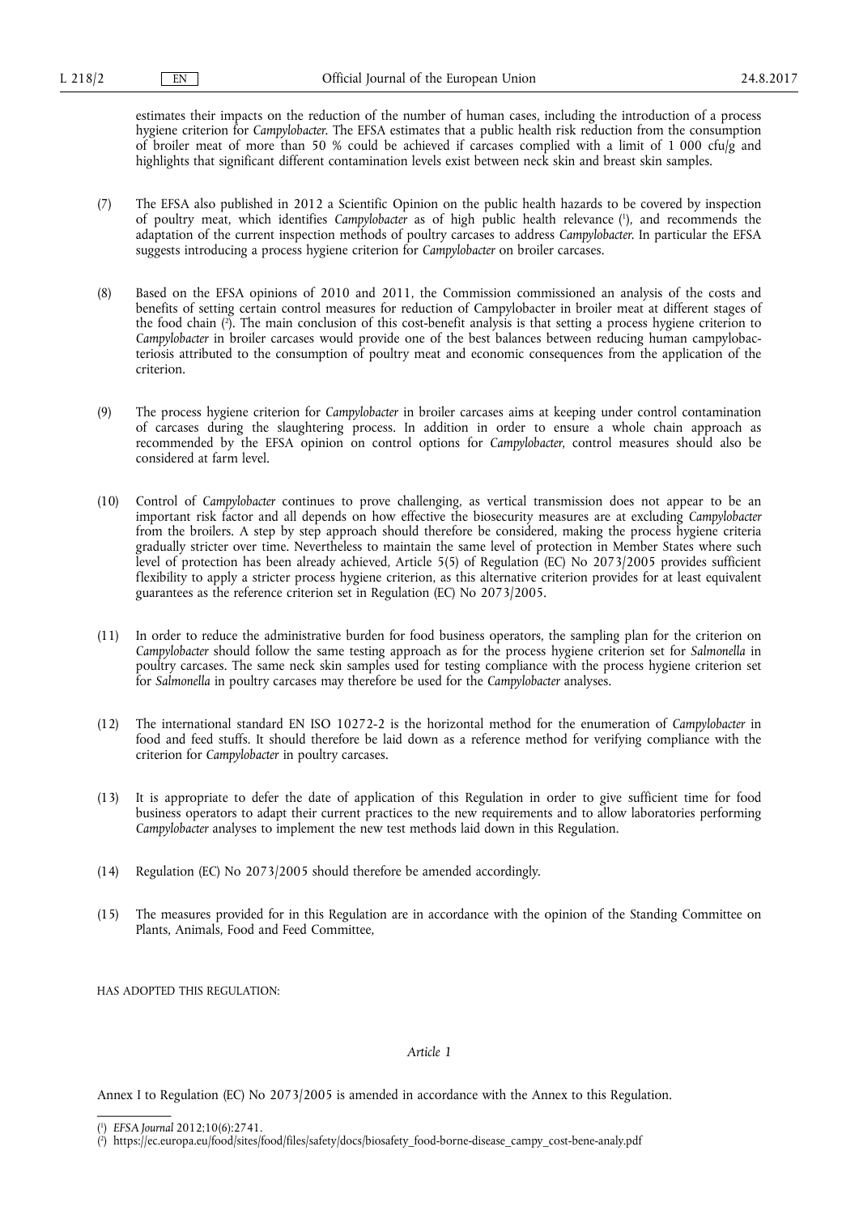estimates their impacts on the reduction of the number of human cases, including the introduction of a process hygiene criterion for *Campylobacter*. The EFSA estimates that a public health risk reduction from the consumption of broiler meat of more than 50 % could be achieved if carcases complied with a limit of 1 000 cfu/g and highlights that significant different contamination levels exist between neck skin and breast skin samples.

(7) The EFSA also published in 2012 a Scientific Opinion on the public health hazards to be covered by inspection of poultry meat, which identifies *Campylobacter* as of high public health relevance [1], and recommends the adaptation of the current inspection methods of poultry carcases to address *Campylobacter*. In particular the EFSA suggests introducing a process hygiene criterion for *Campylobacter* on broiler carcases.

(8) Based on the EFSA opinions of 2010 and 2011, the Commission commissioned an analysis of the costs and benefits of setting certain control measures for reduction of Campylobacter in broiler meat at different stages of the food chain [2]. The main conclusion of this cost-benefit analysis is that setting a process hygiene criterion to *Campylobacter* in broiler carcases would provide one of the best balances between reducing human campylobacteriosis attributed to the consumption of poultry meat and economic consequences from the application of the criterion.

(9) The process hygiene criterion for *Campylobacter* in broiler carcases aims at keeping under control contamination of carcases during the slaughtering process. In addition in order to ensure a whole chain approach as recommended by the EFSA opinion on control options for *Campylobacter*, control measures should also be considered at farm level.

(10) Control of *Campylobacter* continues to prove challenging, as vertical transmission does not appear to be an important risk factor and all depends on how effective the biosecurity measures are at excluding *Campylobacter* from the broilers. A step by step approach should therefore be considered, making the process hygiene criteria gradually stricter over time. Nevertheless to maintain the same level of protection in Member States where such level of protection has been already achieved, Article 5(5) of Regulation (EC) No 2073/2005 provides sufficient flexibility to apply a stricter process hygiene criterion, as this alternative criterion provides for at least equivalent guarantees as the reference criterion set in Regulation (EC) No 2073/2005.

(11) In order to reduce the administrative burden for food business operators, the sampling plan for the criterion on *Campylobacter* should follow the same testing approach as for the process hygiene criterion set for *Salmonella* in poultry carcases. The same neck skin samples used for testing compliance with the process hygiene criterion set for *Salmonella* in poultry carcases may therefore be used for the *Campylobacter* analyses.

(12) The international standard EN ISO 10272-2 is the horizontal method for the enumeration of *Campylobacter* in food and feed stuffs. It should therefore be laid down as a reference method for verifying compliance with the criterion for *Campylobacter* in poultry carcases.

(13) It is appropriate to defer the date of application of this Regulation in order to give sufficient time for food business operators to adapt their current practices to the new requirements and to allow laboratories performing *Campylobacter* analyses to implement the new test methods laid down in this Regulation.

(14) Regulation (EC) No 2073/2005 should therefore be amended accordingly.

(15) The measures provided for in this Regulation are in accordance with the opinion of the Standing Committee on Plants, Animals, Food and Feed Committee,

HAS ADOPTED THIS REGULATION:

*Article 1*

Annex I to Regulation (EC) No 2073/2005 is amended in accordance with the Annex to this Regulation.

---

[1] *EFSA Journal* 2012;10(6):2741.

[2] https://ec.europa.eu/food/sites/food/files/safety/docs/biosafety_food-borne-disease_campy_cost-bene-analy.pdf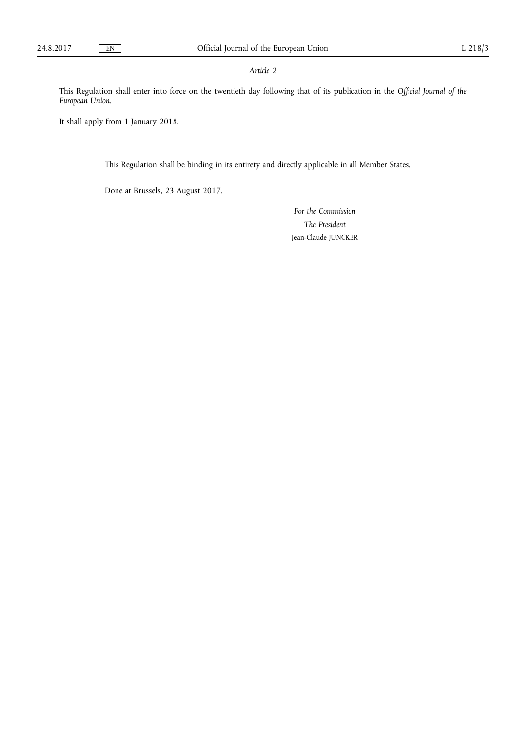*Article 2*

This Regulation shall enter into force on the twentieth day following that of its publication in the *Official Journal of the European Union*.

It shall apply from 1 January 2018.

This Regulation shall be binding in its entirety and directly applicable in all Member States.

Done at Brussels, 23 August 2017.

*For the Commission*

*The President*

Jean-Claude JUNCKER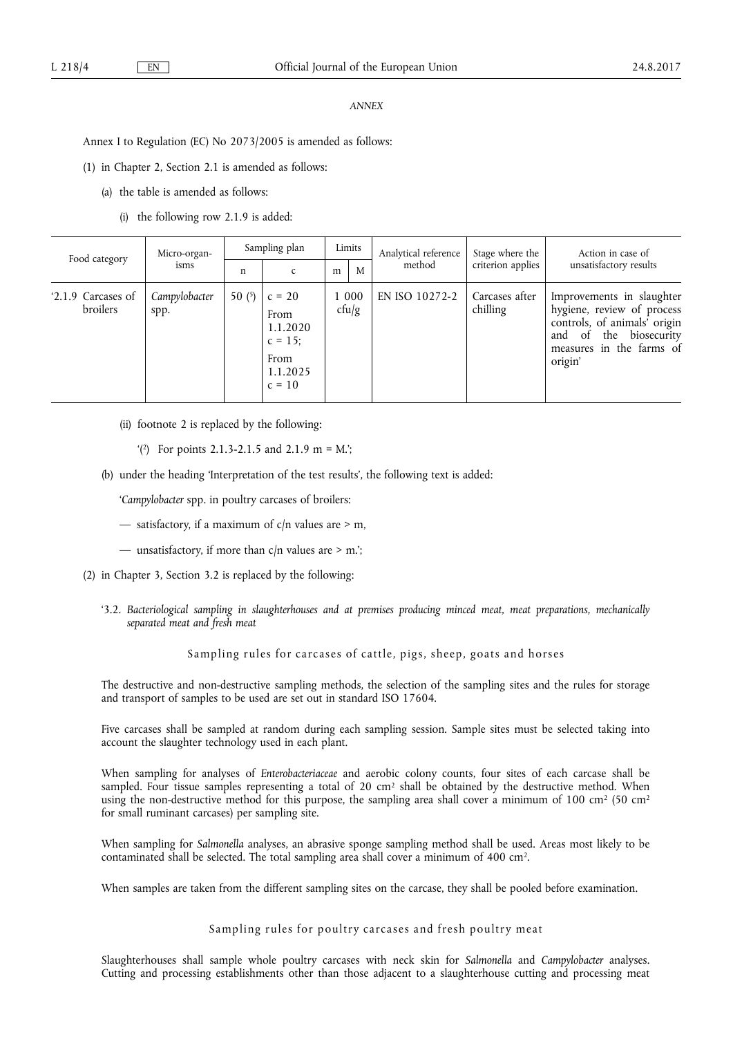*ANNEX*

Annex I to Regulation (EC) No 2073/2005 is amended as follows:

(1) in Chapter 2, Section 2.1 is amended as follows:

(a) the table is amended as follows:

(i) the following row 2.1.9 is added:

| Food category | Micro-organisms | Sampling plan | | Limits | | Analytical reference method | Stage where the criterion applies | Action in case of unsatisfactory results |
|---|---|---|---|---|---|---|---|---|
| | | n | c | m | M | | | |
| '2.1.9 Carcases of broilers | *Campylobacter* spp. | 50 ([5]) | c = 20 From 1.1.2020 c = 15; From 1.1.2025 c = 10 | 1 000 cfu/g | | EN ISO 10272-2 | Carcases after chilling | Improvements in slaughter hygiene, review of process controls, of animals' origin and of the biosecurity measures in the farms of origin' |

(ii) footnote 2 is replaced by the following:

'([2]) For points 2.1.3-2.1.5 and 2.1.9 m = M.';

(b) under the heading 'Interpretation of the test results', the following text is added:

'*Campylobacter* spp. in poultry carcases of broilers:

— satisfactory, if a maximum of c/n values are > m,

— unsatisfactory, if more than c/n values are > m.';

(2) in Chapter 3, Section 3.2 is replaced by the following:

'3.2. *Bacteriological sampling in slaughterhouses and at premises producing minced meat, meat preparations, mechanically separated meat and fresh meat*

Sampling rules for carcases of cattle, pigs, sheep, goats and horses

The destructive and non-destructive sampling methods, the selection of the sampling sites and the rules for storage and transport of samples to be used are set out in standard ISO 17604.

Five carcases shall be sampled at random during each sampling session. Sample sites must be selected taking into account the slaughter technology used in each plant.

When sampling for analyses of *Enterobacteriaceae* and aerobic colony counts, four sites of each carcase shall be sampled. Four tissue samples representing a total of 20 $cm^2$ shall be obtained by the destructive method. When using the non-destructive method for this purpose, the sampling area shall cover a minimum of 100 $cm^2$ (50 $cm^2$ for small ruminant carcases) per sampling site.

When sampling for *Salmonella* analyses, an abrasive sponge sampling method shall be used. Areas most likely to be contaminated shall be selected. The total sampling area shall cover a minimum of 400 $cm^2$.

When samples are taken from the different sampling sites on the carcase, they shall be pooled before examination.

Sampling rules for poultry carcases and fresh poultry meat

Slaughterhouses shall sample whole poultry carcases with neck skin for *Salmonella* and *Campylobacter* analyses. Cutting and processing establishments other than those adjacent to a slaughterhouse cutting and processing meat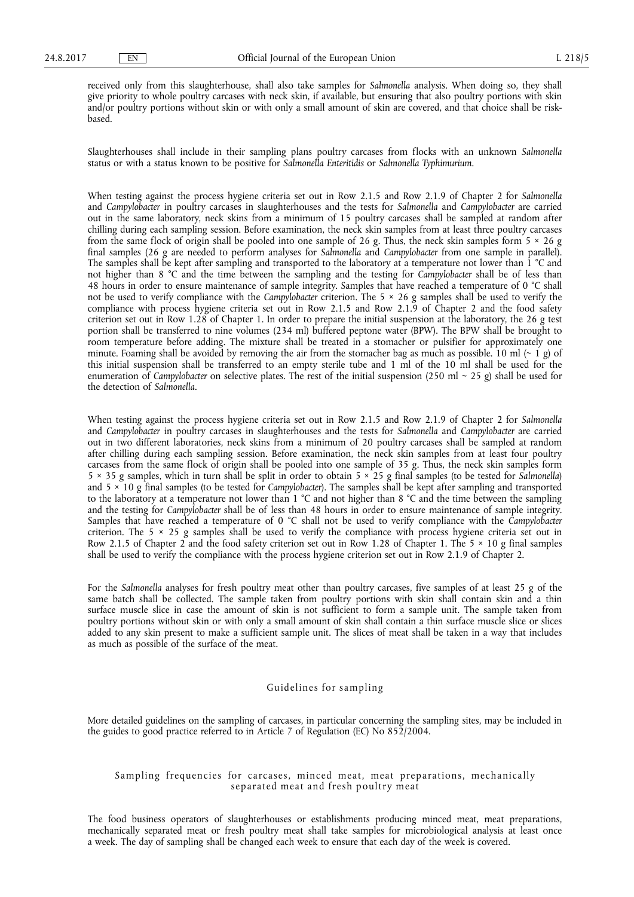received only from this slaughterhouse, shall also take samples for *Salmonella* analysis. When doing so, they shall give priority to whole poultry carcases with neck skin, if available, but ensuring that also poultry portions with skin and/or poultry portions without skin or with only a small amount of skin are covered, and that choice shall be risk-based.

Slaughterhouses shall include in their sampling plans poultry carcases from flocks with an unknown *Salmonella* status or with a status known to be positive for *Salmonella Enteritidis* or *Salmonella Typhimurium*.

When testing against the process hygiene criteria set out in Row 2.1.5 and Row 2.1.9 of Chapter 2 for *Salmonella* and *Campylobacter* in poultry carcases in slaughterhouses and the tests for *Salmonella* and *Campylobacter* are carried out in the same laboratory, neck skins from a minimum of 15 poultry carcases shall be sampled at random after chilling during each sampling session. Before examination, the neck skin samples from at least three poultry carcases from the same flock of origin shall be pooled into one sample of 26 g. Thus, the neck skin samples form 5 × 26 g final samples (26 g are needed to perform analyses for *Salmonella* and *Campylobacter* from one sample in parallel). The samples shall be kept after sampling and transported to the laboratory at a temperature not lower than 1 °C and not higher than 8 °C and the time between the sampling and the testing for *Campylobacter* shall be of less than 48 hours in order to ensure maintenance of sample integrity. Samples that have reached a temperature of 0 °C shall not be used to verify compliance with the *Campylobacter* criterion. The 5 × 26 g samples shall be used to verify the compliance with process hygiene criteria set out in Row 2.1.5 and Row 2.1.9 of Chapter 2 and the food safety criterion set out in Row 1.28 of Chapter 1. In order to prepare the initial suspension at the laboratory, the 26 g test portion shall be transferred to nine volumes (234 ml) buffered peptone water (BPW). The BPW shall be brought to room temperature before adding. The mixture shall be treated in a stomacher or pulsifier for approximately one minute. Foaming shall be avoided by removing the air from the stomacher bag as much as possible. 10 ml (~ 1 g) of this initial suspension shall be transferred to an empty sterile tube and 1 ml of the 10 ml shall be used for the enumeration of *Campylobacter* on selective plates. The rest of the initial suspension (250 ml ~ 25 g) shall be used for the detection of *Salmonella*.

When testing against the process hygiene criteria set out in Row 2.1.5 and Row 2.1.9 of Chapter 2 for *Salmonella* and *Campylobacter* in poultry carcases in slaughterhouses and the tests for *Salmonella* and *Campylobacter* are carried out in two different laboratories, neck skins from a minimum of 20 poultry carcases shall be sampled at random after chilling during each sampling session. Before examination, the neck skin samples from at least four poultry carcases from the same flock of origin shall be pooled into one sample of 35 g. Thus, the neck skin samples form 5 × 35 g samples, which in turn shall be split in order to obtain 5 × 25 g final samples (to be tested for *Salmonella*) and 5 × 10 g final samples (to be tested for *Campylobacter*). The samples shall be kept after sampling and transported to the laboratory at a temperature not lower than 1 °C and not higher than 8 °C and the time between the sampling and the testing for *Campylobacter* shall be of less than 48 hours in order to ensure maintenance of sample integrity. Samples that have reached a temperature of 0 °C shall not be used to verify compliance with the *Campylobacter* criterion. The 5 × 25 g samples shall be used to verify the compliance with process hygiene criteria set out in Row 2.1.5 of Chapter 2 and the food safety criterion set out in Row 1.28 of Chapter 1. The 5 × 10 g final samples shall be used to verify the compliance with the process hygiene criterion set out in Row 2.1.9 of Chapter 2.

For the *Salmonella* analyses for fresh poultry meat other than poultry carcases, five samples of at least 25 g of the same batch shall be collected. The sample taken from poultry portions with skin shall contain skin and a thin surface muscle slice in case the amount of skin is not sufficient to form a sample unit. The sample taken from poultry portions without skin or with only a small amount of skin shall contain a thin surface muscle slice or slices added to any skin present to make a sufficient sample unit. The slices of meat shall be taken in a way that includes as much as possible of the surface of the meat.

### Guidelines for sampling

More detailed guidelines on the sampling of carcases, in particular concerning the sampling sites, may be included in the guides to good practice referred to in Article 7 of Regulation (EC) No 852/2004.

### Sampling frequencies for carcases, minced meat, meat preparations, mechanically separated meat and fresh poultry meat

The food business operators of slaughterhouses or establishments producing minced meat, meat preparations, mechanically separated meat or fresh poultry meat shall take samples for microbiological analysis at least once a week. The day of sampling shall be changed each week to ensure that each day of the week is covered.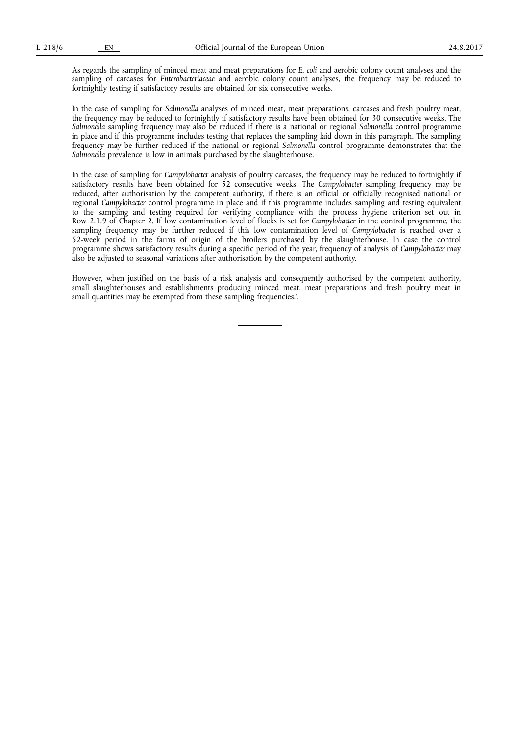As regards the sampling of minced meat and meat preparations for *E. coli* and aerobic colony count analyses and the sampling of carcases for *Enterobacteriaceae* and aerobic colony count analyses, the frequency may be reduced to fortnightly testing if satisfactory results are obtained for six consecutive weeks.

In the case of sampling for *Salmonella* analyses of minced meat, meat preparations, carcases and fresh poultry meat, the frequency may be reduced to fortnightly if satisfactory results have been obtained for 30 consecutive weeks. The *Salmonella* sampling frequency may also be reduced if there is a national or regional *Salmonella* control programme in place and if this programme includes testing that replaces the sampling laid down in this paragraph. The sampling frequency may be further reduced if the national or regional *Salmonella* control programme demonstrates that the *Salmonella* prevalence is low in animals purchased by the slaughterhouse.

In the case of sampling for *Campylobacter* analysis of poultry carcases, the frequency may be reduced to fortnightly if satisfactory results have been obtained for 52 consecutive weeks. The *Campylobacter* sampling frequency may be reduced, after authorisation by the competent authority, if there is an official or officially recognised national or regional *Campylobacter* control programme in place and if this programme includes sampling and testing equivalent to the sampling and testing required for verifying compliance with the process hygiene criterion set out in Row 2.1.9 of Chapter 2. If low contamination level of flocks is set for *Campylobacter* in the control programme, the sampling frequency may be further reduced if this low contamination level of *Campylobacter* is reached over a 52-week period in the farms of origin of the broilers purchased by the slaughterhouse. In case the control programme shows satisfactory results during a specific period of the year, frequency of analysis of *Campylobacter* may also be adjusted to seasonal variations after authorisation by the competent authority.

However, when justified on the basis of a risk analysis and consequently authorised by the competent authority, small slaughterhouses and establishments producing minced meat, meat preparations and fresh poultry meat in small quantities may be exempted from these sampling frequencies.'.